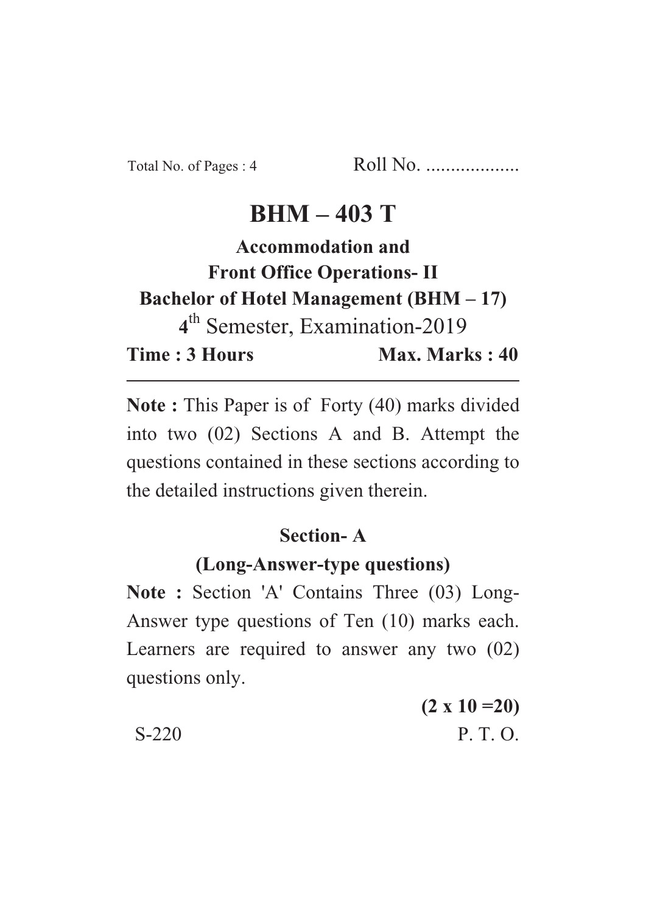Total No. of Pages : 4 Roll No. ...................

# BHM – 403 T

**Accommodation and**
**Front Office Operations- II**
**Bachelor of Hotel Management (BHM – 17)**

4th Semester, Examination-2019

**Time : 3 Hours** **Max. Marks : 40**

---

**Note :** This Paper is of Forty (40) marks divided into two (02) Sections A and B. Attempt the questions contained in these sections according to the detailed instructions given therein.

## Section- A

### (Long-Answer-type questions)

**Note :** Section 'A' Contains Three (03) Long-Answer type questions of Ten (10) marks each. Learners are required to answer any two (02) questions only.

**(2 x 10 =20)**

S-220 P. T. O.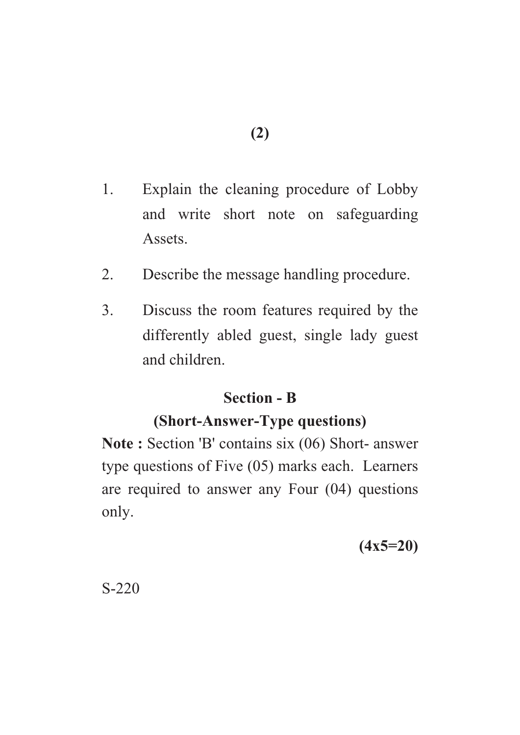1. Explain the cleaning procedure of Lobby and write short note on safeguarding Assets.
2. Describe the message handling procedure.
3. Discuss the room features required by the differently abled guest, single lady guest and children.

## Section - B

### (Short-Answer-Type questions)

**Note :** Section 'B' contains six (06) Short- answer type questions of Five (05) marks each. Learners are required to answer any Four (04) questions only.

**(4x5=20)**

S-220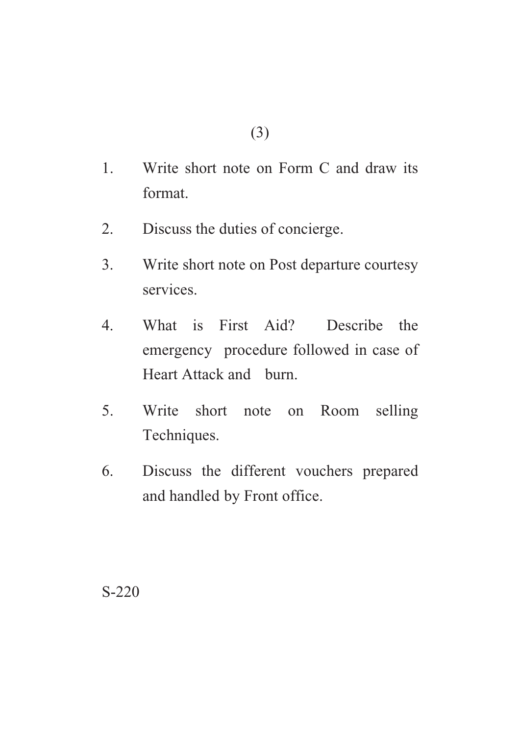1. Write short note on Form C and draw its format.
2. Discuss the duties of concierge.
3. Write short note on Post departure courtesy services.
4. What is First Aid? Describe the emergency procedure followed in case of Heart Attack and burn.
5. Write short note on Room selling Techniques.
6. Discuss the different vouchers prepared and handled by Front office.

S-220